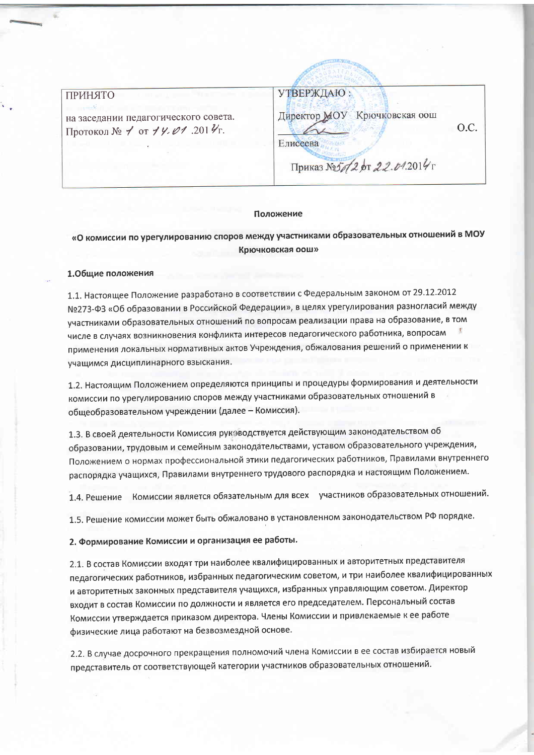| ПРИНЯТО<br>на заседании педагогического совета.<br>Протокол № 1 от 14.01 .2014г. | УТВЕРЖДАЮ :<br>Директор МОУ Крючковская оош О.С. Елисеева<br>Приказ №5/1/2 от 22.01.2014г |
| --- | --- |

**Положение**

**«О комиссии по урегулированию споров между участниками образовательных отношений в МОУ Крючковская оош»**

**1.Общие положения**

1.1. Настоящее Положение разработано в соответствии с Федеральным законом от 29.12.2012 №273-ФЗ «Об образовании в Российской Федерации», в целях урегулирования разногласий между участниками образовательных отношений по вопросам реализации права на образование, в том числе в случаях возникновения конфликта интересов педагогического работника, вопросам применения локальных нормативных актов Учреждения, обжалования решений о применении к учащимся дисциплинарного взыскания.

1.2. Настоящим Положением определяются принципы и процедуры формирования и деятельности комиссии по урегулированию споров между участниками образовательных отношений в общеобразовательном учреждении (далее – Комиссия).

1.3. В своей деятельности Комиссия руководствуется действующим законодательством об образовании, трудовым и семейным законодательствами, уставом образовательного учреждения, Положением о нормах профессиональной этики педагогических работников, Правилами внутреннего распорядка учащихся, Правилами внутреннего трудового распорядка и настоящим Положением.

1.4. Решение Комиссии является обязательным для всех участников образовательных отношений.

1.5. Решение комиссии может быть обжаловано в установленном законодательством РФ порядке.

**2. Формирование Комиссии и организация ее работы.**

2.1. В состав Комиссии входят три наиболее квалифицированных и авторитетных представителя педагогических работников, избранных педагогическим советом, и три наиболее квалифицированных и авторитетных законных представителя учащихся, избранных управляющим советом. Директор входит в состав Комиссии по должности и является его председателем. Персональный состав Комиссии утверждается приказом директора. Члены Комиссии и привлекаемые к ее работе физические лица работают на безвозмездной основе.

2.2. В случае досрочного прекращения полномочий члена Комиссии в ее состав избирается новый представитель от соответствующей категории участников образовательных отношений.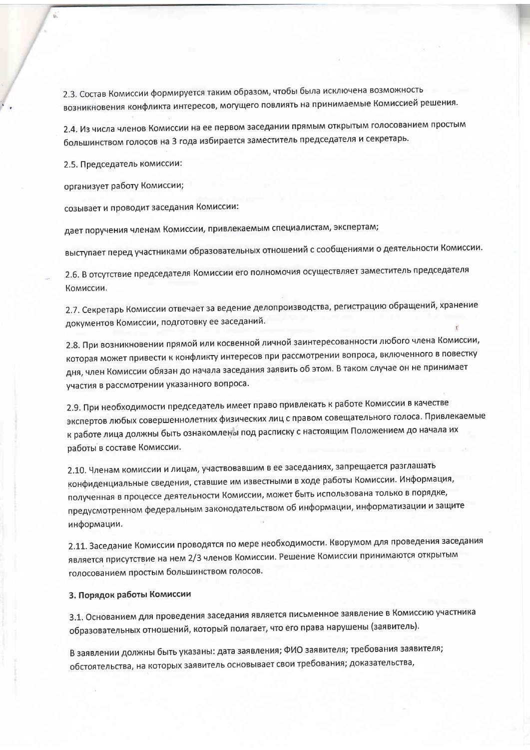2.3. Состав Комиссии формируется таким образом, чтобы была исключена возможность возникновения конфликта интересов, могущего повлиять на принимаемые Комиссией решения.

2.4. Из числа членов Комиссии на ее первом заседании прямым открытым голосованием простым большинством голосов на 3 года избирается заместитель председателя и секретарь.

2.5. Председатель комиссии:

организует работу Комиссии;

созывает и проводит заседания Комиссии:

дает поручения членам Комиссии, привлекаемым специалистам, экспертам;

выступает перед участниками образовательных отношений с сообщениями о деятельности Комиссии.

2.6. В отсутствие председателя Комиссии его полномочия осуществляет заместитель председателя Комиссии.

2.7. Секретарь Комиссии отвечает за ведение делопроизводства, регистрацию обращений, хранение документов Комиссии, подготовку ее заседаний.

2.8. При возникновении прямой или косвенной личной заинтересованности любого члена Комиссии, которая может привести к конфликту интересов при рассмотрении вопроса, включенного в повестку дня, член Комиссии обязан до начала заседания заявить об этом. В таком случае он не принимает участия в рассмотрении указанного вопроса.

2.9. При необходимости председатель имеет право привлекать к работе Комиссии в качестве экспертов любых совершеннолетних физических лиц с правом совещательного голоса. Привлекаемые к работе лица должны быть ознакомлены под расписку с настоящим Положением до начала их работы в составе Комиссии.

2.10. Членам комиссии и лицам, участвовавшим в ее заседаниях, запрещается разглашать конфиденциальные сведения, ставшие им известными в ходе работы Комиссии. Информация, полученная в процессе деятельности Комиссии, может быть использована только в порядке, предусмотренном федеральным законодательством об информации, информатизации и защите информации.

2.11. Заседание Комиссии проводятся по мере необходимости. Кворумом для проведения заседания является присутствие на нем 2/3 членов Комиссии. Решение Комиссии принимаются открытым голосованием простым большинством голосов.

**3. Порядок работы Комиссии**

3.1. Основанием для проведения заседания является письменное заявление в Комиссию участника образовательных отношений, который полагает, что его права нарушены (заявитель).

В заявлении должны быть указаны: дата заявления; ФИО заявителя; требования заявителя; обстоятельства, на которых заявитель основывает свои требования; доказательства,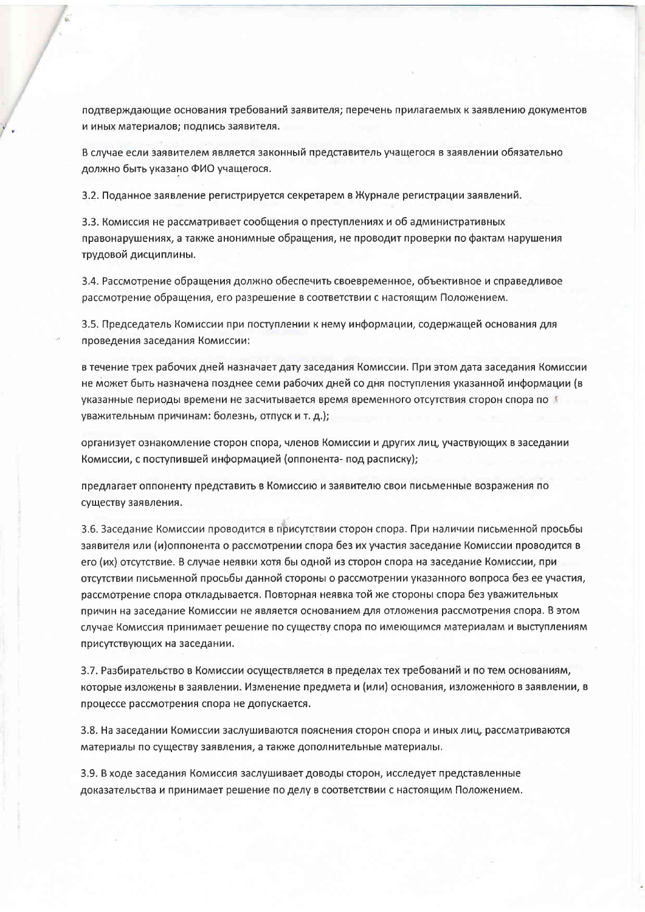подтверждающие основания требований заявителя; перечень прилагаемых к заявлению документов и иных материалов; подпись заявителя.

В случае если заявителем является законный представитель учащегося в заявлении обязательно должно быть указано ФИО учащегося.

3.2. Поданное заявление регистрируется секретарем в Журнале регистрации заявлений.

3.3. Комиссия не рассматривает сообщения о преступлениях и об административных правонарушениях, а также анонимные обращения, не проводит проверки по фактам нарушения трудовой дисциплины.

3.4. Рассмотрение обращения должно обеспечить своевременное, объективное и справедливое рассмотрение обращения, его разрешение в соответствии с настоящим Положением.

3.5. Председатель Комиссии при поступлении к нему информации, содержащей основания для проведения заседания Комиссии:

в течение трех рабочих дней назначает дату заседания Комиссии. При этом дата заседания Комиссии не может быть назначена позднее семи рабочих дней со дня поступления указанной информации (в указанные периоды времени не засчитывается время временного отсутствия сторон спора по уважительным причинам: болезнь, отпуск и т. д.);

организует ознакомление сторон спора, членов Комиссии и других лиц, участвующих в заседании Комиссии, с поступившей информацией (оппонента- под расписку);

предлагает оппоненту представить в Комиссию и заявителю свои письменные возражения по существу заявления.

3.6. Заседание Комиссии проводится в присутствии сторон спора. При наличии письменной просьбы заявителя или (и)оппонента о рассмотрении спора без их участия заседание Комиссии проводится в его (их) отсутствие. В случае неявки хотя бы одной из сторон спора на заседание Комиссии, при отсутствии письменной просьбы данной стороны о рассмотрении указанного вопроса без ее участия, рассмотрение спора откладывается. Повторная неявка той же стороны спора без уважительных причин на заседание Комиссии не является основанием для отложения рассмотрения спора. В этом случае Комиссия принимает решение по существу спора по имеющимся материалам и выступлениям присутствующих на заседании.

3.7. Разбирательство в Комиссии осуществляется в пределах тех требований и по тем основаниям, которые изложены в заявлении. Изменение предмета и (или) основания, изложенного в заявлении, в процессе рассмотрения спора не допускается.

3.8. На заседании Комиссии заслушиваются пояснения сторон спора и иных лиц, рассматриваются материалы по существу заявления, а также дополнительные материалы.

3.9. В ходе заседания Комиссия заслушивает доводы сторон, исследует представленные доказательства и принимает решение по делу в соответствии с настоящим Положением.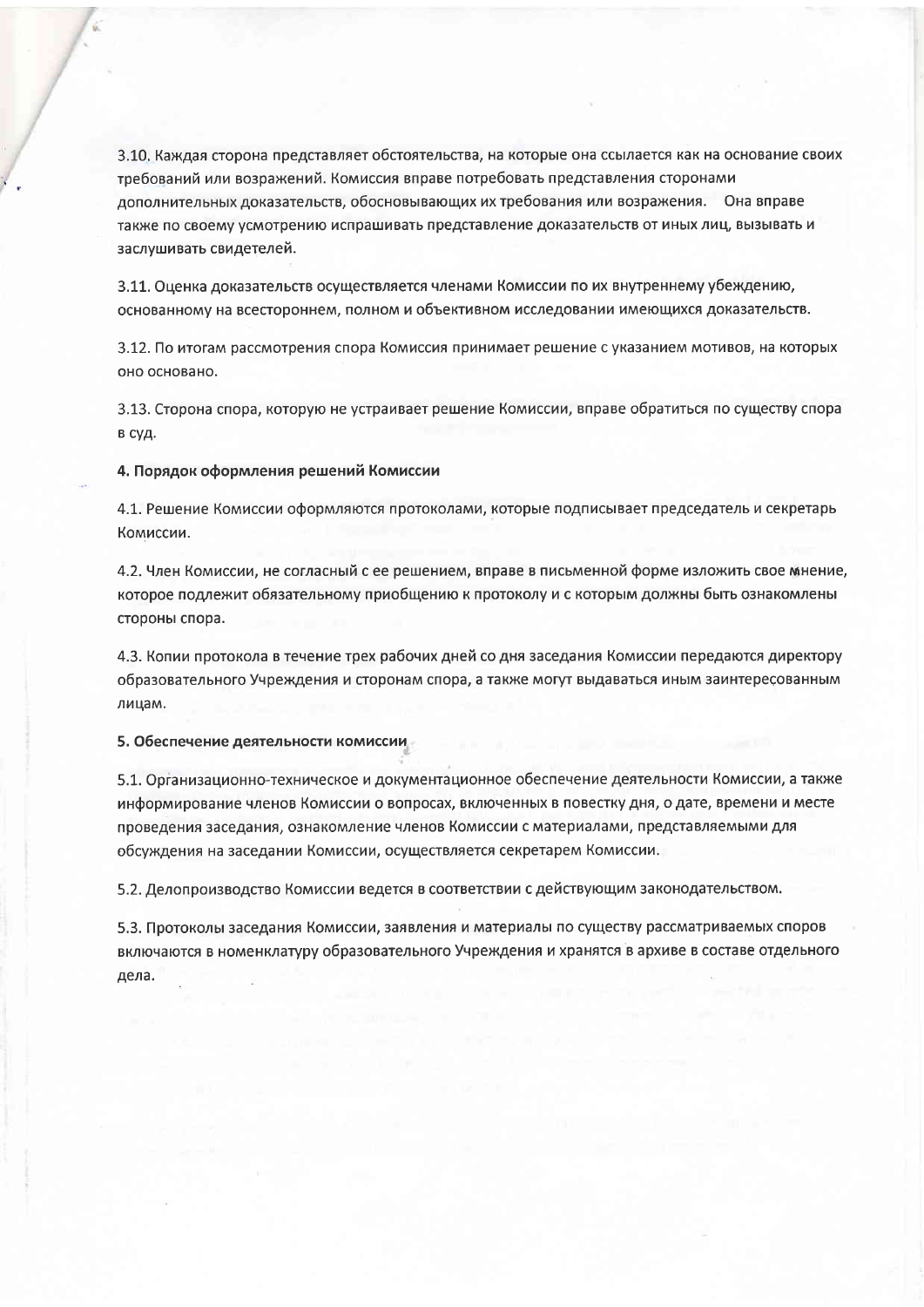3.10. Каждая сторона представляет обстоятельства, на которые она ссылается как на основание своих требований или возражений. Комиссия вправе потребовать представления сторонами дополнительных доказательств, обосновывающих их требования или возражения. Она вправе также по своему усмотрению испрашивать представление доказательств от иных лиц, вызывать и заслушивать свидетелей.

3.11. Оценка доказательств осуществляется членами Комиссии по их внутреннему убеждению, основанному на всестороннем, полном и объективном исследовании имеющихся доказательств.

3.12. По итогам рассмотрения спора Комиссия принимает решение с указанием мотивов, на которых оно основано.

3.13. Сторона спора, которую не устраивает решение Комиссии, вправе обратиться по существу спора в суд.

**4. Порядок оформления решений Комиссии**

4.1. Решение Комиссии оформляются протоколами, которые подписывает председатель и секретарь Комиссии.

4.2. Член Комиссии, не согласный с ее решением, вправе в письменной форме изложить свое мнение, которое подлежит обязательному приобщению к протоколу и с которым должны быть ознакомлены стороны спора.

4.3. Копии протокола в течение трех рабочих дней со дня заседания Комиссии передаются директору образовательного Учреждения и сторонам спора, а также могут выдаваться иным заинтересованным лицам.

**5. Обеспечение деятельности комиссии**

5.1. Организационно-техническое и документационное обеспечение деятельности Комиссии, а также информирование членов Комиссии о вопросах, включенных в повестку дня, о дате, времени и месте проведения заседания, ознакомление членов Комиссии с материалами, представляемыми для обсуждения на заседании Комиссии, осуществляется секретарем Комиссии.

5.2. Делопроизводство Комиссии ведется в соответствии с действующим законодательством.

5.3. Протоколы заседания Комиссии, заявления и материалы по существу рассматриваемых споров включаются в номенклатуру образовательного Учреждения и хранятся в архиве в составе отдельного дела.